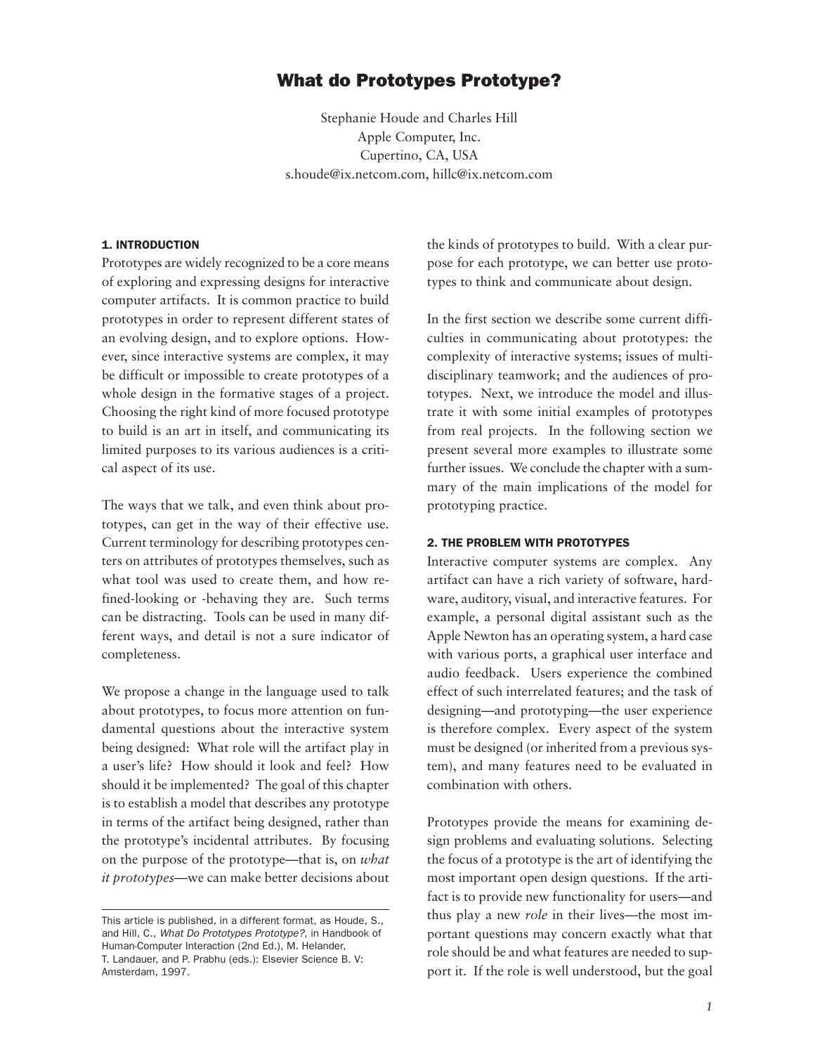# What do Prototypes Prototype?

Stephanie Houde and Charles Hill
Apple Computer, Inc.
Cupertino, CA, USA
s.houde@ix.netcom.com, hillc@ix.netcom.com

## 1. INTRODUCTION

Prototypes are widely recognized to be a core means of exploring and expressing designs for interactive computer artifacts. It is common practice to build prototypes in order to represent different states of an evolving design, and to explore options. However, since interactive systems are complex, it may be difficult or impossible to create prototypes of a whole design in the formative stages of a project. Choosing the right kind of more focused prototype to build is an art in itself, and communicating its limited purposes to its various audiences is a critical aspect of its use.

The ways that we talk, and even think about prototypes, can get in the way of their effective use. Current terminology for describing prototypes centers on attributes of prototypes themselves, such as what tool was used to create them, and how refined-looking or -behaving they are. Such terms can be distracting. Tools can be used in many different ways, and detail is not a sure indicator of completeness.

We propose a change in the language used to talk about prototypes, to focus more attention on fundamental questions about the interactive system being designed: What role will the artifact play in a user's life? How should it look and feel? How should it be implemented? The goal of this chapter is to establish a model that describes any prototype in terms of the artifact being designed, rather than the prototype's incidental attributes. By focusing on the purpose of the prototype—that is, on *what it prototypes*—we can make better decisions about the kinds of prototypes to build. With a clear purpose for each prototype, we can better use prototypes to think and communicate about design.

In the first section we describe some current difficulties in communicating about prototypes: the complexity of interactive systems; issues of multi-disciplinary teamwork; and the audiences of prototypes. Next, we introduce the model and illustrate it with some initial examples of prototypes from real projects. In the following section we present several more examples to illustrate some further issues. We conclude the chapter with a summary of the main implications of the model for prototyping practice.

## 2. THE PROBLEM WITH PROTOTYPES

Interactive computer systems are complex. Any artifact can have a rich variety of software, hardware, auditory, visual, and interactive features. For example, a personal digital assistant such as the Apple Newton has an operating system, a hard case with various ports, a graphical user interface and audio feedback. Users experience the combined effect of such interrelated features; and the task of designing—and prototyping—the user experience is therefore complex. Every aspect of the system must be designed (or inherited from a previous system), and many features need to be evaluated in combination with others.

Prototypes provide the means for examining design problems and evaluating solutions. Selecting the focus of a prototype is the art of identifying the most important open design questions. If the artifact is to provide new functionality for users—and thus play a new *role* in their lives—the most important questions may concern exactly what that role should be and what features are needed to support it. If the role is well understood, but the goal

---

This article is published, in a different format, as Houde, S., and Hill, C., *What Do Prototypes Prototype?*, in Handbook of Human-Computer Interaction (2nd Ed.), M. Helander, T. Landauer, and P. Prabhu (eds.): Elsevier Science B. V: Amsterdam, 1997.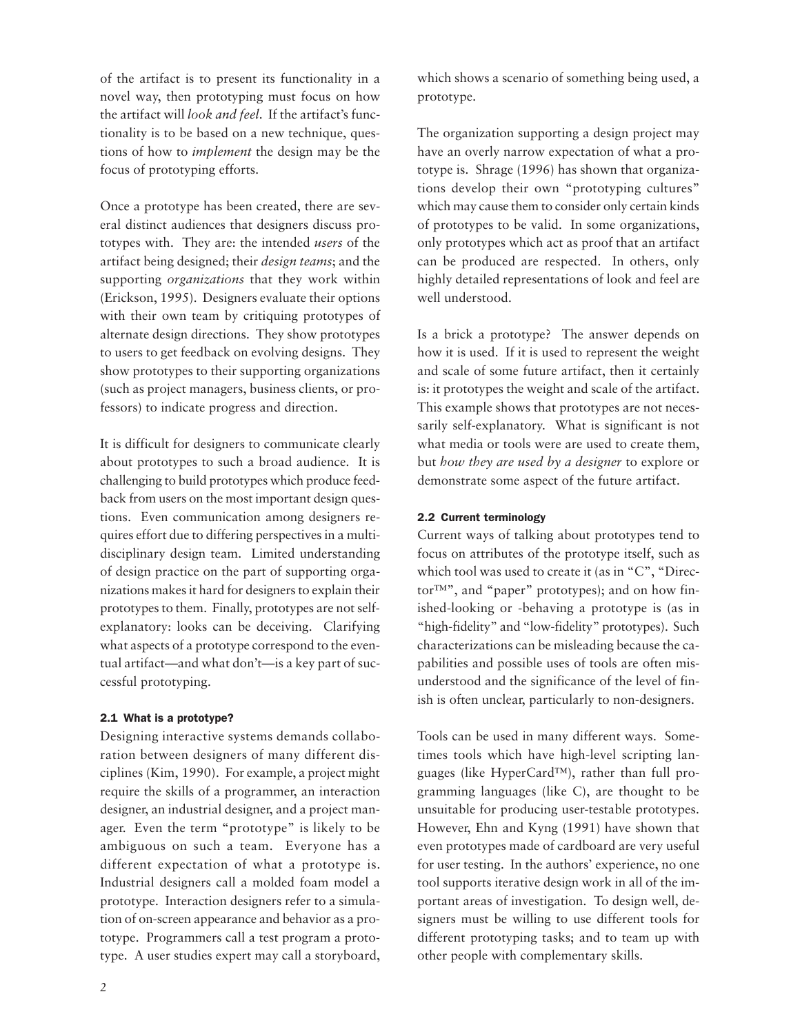of the artifact is to present its functionality in a novel way, then prototyping must focus on how the artifact will *look and feel*. If the artifact's functionality is to be based on a new technique, questions of how to *implement* the design may be the focus of prototyping efforts.

Once a prototype has been created, there are several distinct audiences that designers discuss prototypes with. They are: the intended *users* of the artifact being designed; their *design teams*; and the supporting *organizations* that they work within (Erickson, 1995). Designers evaluate their options with their own team by critiquing prototypes of alternate design directions. They show prototypes to users to get feedback on evolving designs. They show prototypes to their supporting organizations (such as project managers, business clients, or professors) to indicate progress and direction.

It is difficult for designers to communicate clearly about prototypes to such a broad audience. It is challenging to build prototypes which produce feedback from users on the most important design questions. Even communication among designers requires effort due to differing perspectives in a multidisciplinary design team. Limited understanding of design practice on the part of supporting organizations makes it hard for designers to explain their prototypes to them. Finally, prototypes are not self-explanatory: looks can be deceiving. Clarifying what aspects of a prototype correspond to the eventual artifact—and what don't—is a key part of successful prototyping.

### 2.1 What is a prototype?

Designing interactive systems demands collaboration between designers of many different disciplines (Kim, 1990). For example, a project might require the skills of a programmer, an interaction designer, an industrial designer, and a project manager. Even the term "prototype" is likely to be ambiguous on such a team. Everyone has a different expectation of what a prototype is. Industrial designers call a molded foam model a prototype. Interaction designers refer to a simulation of on-screen appearance and behavior as a prototype. Programmers call a test program a prototype. A user studies expert may call a storyboard, which shows a scenario of something being used, a prototype.

The organization supporting a design project may have an overly narrow expectation of what a prototype is. Shrage (1996) has shown that organizations develop their own "prototyping cultures" which may cause them to consider only certain kinds of prototypes to be valid. In some organizations, only prototypes which act as proof that an artifact can be produced are respected. In others, only highly detailed representations of look and feel are well understood.

Is a brick a prototype? The answer depends on how it is used. If it is used to represent the weight and scale of some future artifact, then it certainly is: it prototypes the weight and scale of the artifact. This example shows that prototypes are not necessarily self-explanatory. What is significant is not what media or tools were are used to create them, but *how they are used by a designer* to explore or demonstrate some aspect of the future artifact.

### 2.2 Current terminology

Current ways of talking about prototypes tend to focus on attributes of the prototype itself, such as which tool was used to create it (as in "C", "Director™", and "paper" prototypes); and on how finished-looking or -behaving a prototype is (as in "high-fidelity" and "low-fidelity" prototypes). Such characterizations can be misleading because the capabilities and possible uses of tools are often misunderstood and the significance of the level of finish is often unclear, particularly to non-designers.

Tools can be used in many different ways. Sometimes tools which have high-level scripting languages (like HyperCard™), rather than full programming languages (like C), are thought to be unsuitable for producing user-testable prototypes. However, Ehn and Kyng (1991) have shown that even prototypes made of cardboard are very useful for user testing. In the authors' experience, no one tool supports iterative design work in all of the important areas of investigation. To design well, designers must be willing to use different tools for different prototyping tasks; and to team up with other people with complementary skills.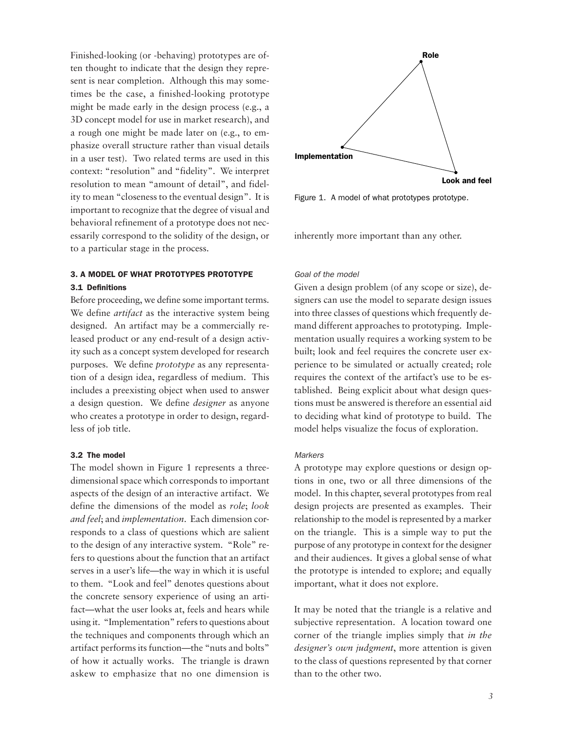Finished-looking (or -behaving) prototypes are often thought to indicate that the design they represent is near completion. Although this may sometimes be the case, a finished-looking prototype might be made early in the design process (e.g., a 3D concept model for use in market research), and a rough one might be made later on (e.g., to emphasize overall structure rather than visual details in a user test). Two related terms are used in this context: "resolution" and "fidelity". We interpret resolution to mean "amount of detail", and fidelity to mean "closeness to the eventual design". It is important to recognize that the degree of visual and behavioral refinement of a prototype does not necessarily correspond to the solidity of the design, or to a particular stage in the process.

## 3. A MODEL OF WHAT PROTOTYPES PROTOTYPE

### 3.1 Definitions

Before proceeding, we define some important terms. We define *artifact* as the interactive system being designed. An artifact may be a commercially released product or any end-result of a design activity such as a concept system developed for research purposes. We define *prototype* as any representation of a design idea, regardless of medium. This includes a preexisting object when used to answer a design question. We define *designer* as anyone who creates a prototype in order to design, regardless of job title.

### 3.2 The model

The model shown in Figure 1 represents a three-dimensional space which corresponds to important aspects of the design of an interactive artifact. We define the dimensions of the model as *role*; *look and feel*; and *implementation*. Each dimension corresponds to a class of questions which are salient to the design of any interactive system. "Role" refers to questions about the function that an artifact serves in a user's life—the way in which it is useful to them. "Look and feel" denotes questions about the concrete sensory experience of using an artifact—what the user looks at, feels and hears while using it. "Implementation" refers to questions about the techniques and components through which an artifact performs its function—the "nuts and bolts" of how it actually works. The triangle is drawn askew to emphasize that no one dimension is inherently more important than any other.

Role

Implementation

Look and feel

Figure 1. A model of what prototypes prototype.

*Goal of the model*

Given a design problem (of any scope or size), designers can use the model to separate design issues into three classes of questions which frequently demand different approaches to prototyping. Implementation usually requires a working system to be built; look and feel requires the concrete user experience to be simulated or actually created; role requires the context of the artifact's use to be established. Being explicit about what design questions must be answered is therefore an essential aid to deciding what kind of prototype to build. The model helps visualize the focus of exploration.

*Markers*

A prototype may explore questions or design options in one, two or all three dimensions of the model. In this chapter, several prototypes from real design projects are presented as examples. Their relationship to the model is represented by a marker on the triangle. This is a simple way to put the purpose of any prototype in context for the designer and their audiences. It gives a global sense of what the prototype is intended to explore; and equally important, what it does not explore.

It may be noted that the triangle is a relative and subjective representation. A location toward one corner of the triangle implies simply that *in the designer's own judgment*, more attention is given to the class of questions represented by that corner than to the other two.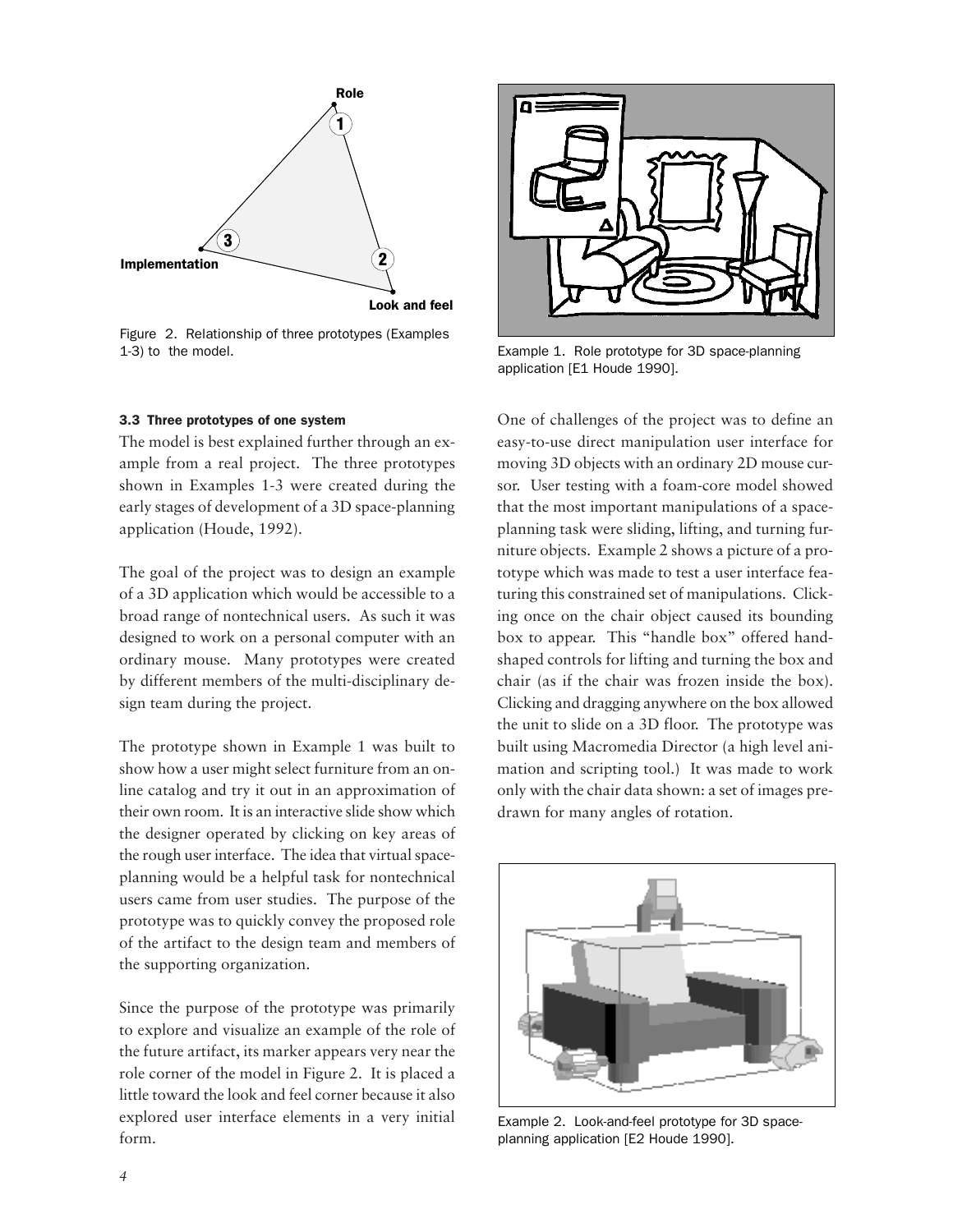Figure 2. Relationship of three prototypes (Examples 1-3) to the model.

Example 1. Role prototype for 3D space-planning application [E1 Houde 1990].

### 3.3 Three prototypes of one system

The model is best explained further through an example from a real project. The three prototypes shown in Examples 1-3 were created during the early stages of development of a 3D space-planning application (Houde, 1992).

The goal of the project was to design an example of a 3D application which would be accessible to a broad range of nontechnical users. As such it was designed to work on a personal computer with an ordinary mouse. Many prototypes were created by different members of the multi-disciplinary design team during the project.

The prototype shown in Example 1 was built to show how a user might select furniture from an online catalog and try it out in an approximation of their own room. It is an interactive slide show which the designer operated by clicking on key areas of the rough user interface. The idea that virtual space-planning would be a helpful task for nontechnical users came from user studies. The purpose of the prototype was to quickly convey the proposed role of the artifact to the design team and members of the supporting organization.

Since the purpose of the prototype was primarily to explore and visualize an example of the role of the future artifact, its marker appears very near the role corner of the model in Figure 2. It is placed a little toward the look and feel corner because it also explored user interface elements in a very initial form.

One of challenges of the project was to define an easy-to-use direct manipulation user interface for moving 3D objects with an ordinary 2D mouse cursor. User testing with a foam-core model showed that the most important manipulations of a space-planning task were sliding, lifting, and turning furniture objects. Example 2 shows a picture of a prototype which was made to test a user interface featuring this constrained set of manipulations. Clicking once on the chair object caused its bounding box to appear. This "handle box" offered hand-shaped controls for lifting and turning the box and chair (as if the chair was frozen inside the box). Clicking and dragging anywhere on the box allowed the unit to slide on a 3D floor. The prototype was built using Macromedia Director (a high level animation and scripting tool.) It was made to work only with the chair data shown: a set of images pre-drawn for many angles of rotation.

Example 2. Look-and-feel prototype for 3D space-planning application [E2 Houde 1990].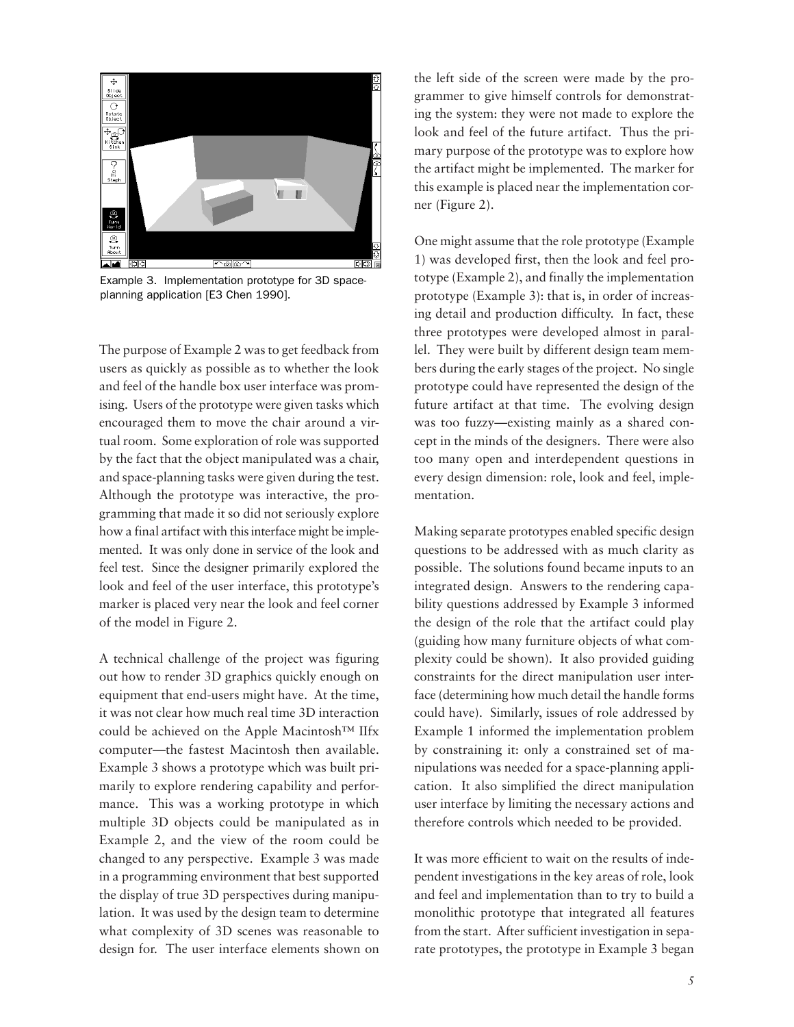Example 3. Implementation prototype for 3D space-planning application [E3 Chen 1990].

The purpose of Example 2 was to get feedback from users as quickly as possible as to whether the look and feel of the handle box user interface was promising. Users of the prototype were given tasks which encouraged them to move the chair around a virtual room. Some exploration of role was supported by the fact that the object manipulated was a chair, and space-planning tasks were given during the test. Although the prototype was interactive, the programming that made it so did not seriously explore how a final artifact with this interface might be implemented. It was only done in service of the look and feel test. Since the designer primarily explored the look and feel of the user interface, this prototype's marker is placed very near the look and feel corner of the model in Figure 2.

A technical challenge of the project was figuring out how to render 3D graphics quickly enough on equipment that end-users might have. At the time, it was not clear how much real time 3D interaction could be achieved on the Apple Macintosh™ IIfx computer—the fastest Macintosh then available. Example 3 shows a prototype which was built primarily to explore rendering capability and performance. This was a working prototype in which multiple 3D objects could be manipulated as in Example 2, and the view of the room could be changed to any perspective. Example 3 was made in a programming environment that best supported the display of true 3D perspectives during manipulation. It was used by the design team to determine what complexity of 3D scenes was reasonable to design for. The user interface elements shown on the left side of the screen were made by the programmer to give himself controls for demonstrating the system: they were not made to explore the look and feel of the future artifact. Thus the primary purpose of the prototype was to explore how the artifact might be implemented. The marker for this example is placed near the implementation corner (Figure 2).

One might assume that the role prototype (Example 1) was developed first, then the look and feel prototype (Example 2), and finally the implementation prototype (Example 3): that is, in order of increasing detail and production difficulty. In fact, these three prototypes were developed almost in parallel. They were built by different design team members during the early stages of the project. No single prototype could have represented the design of the future artifact at that time. The evolving design was too fuzzy—existing mainly as a shared concept in the minds of the designers. There were also too many open and interdependent questions in every design dimension: role, look and feel, implementation.

Making separate prototypes enabled specific design questions to be addressed with as much clarity as possible. The solutions found became inputs to an integrated design. Answers to the rendering capability questions addressed by Example 3 informed the design of the role that the artifact could play (guiding how many furniture objects of what complexity could be shown). It also provided guiding constraints for the direct manipulation user interface (determining how much detail the handle forms could have). Similarly, issues of role addressed by Example 1 informed the implementation problem by constraining it: only a constrained set of manipulations was needed for a space-planning application. It also simplified the direct manipulation user interface by limiting the necessary actions and therefore controls which needed to be provided.

It was more efficient to wait on the results of independent investigations in the key areas of role, look and feel and implementation than to try to build a monolithic prototype that integrated all features from the start. After sufficient investigation in separate prototypes, the prototype in Example 3 began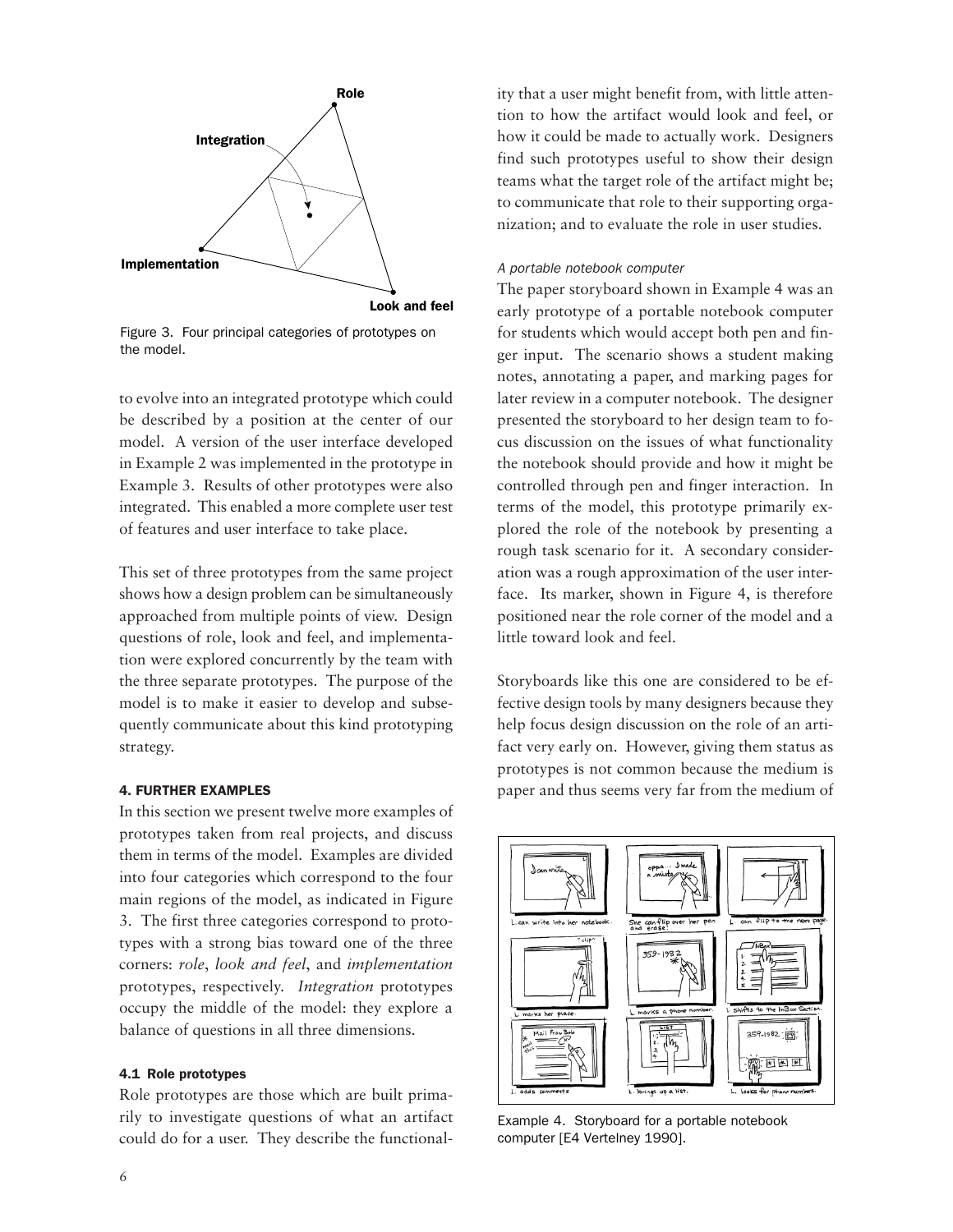Role

Integration

Implementation

Look and feel

Figure 3. Four principal categories of prototypes on the model.

to evolve into an integrated prototype which could be described by a position at the center of our model. A version of the user interface developed in Example 2 was implemented in the prototype in Example 3. Results of other prototypes were also integrated. This enabled a more complete user test of features and user interface to take place.

This set of three prototypes from the same project shows how a design problem can be simultaneously approached from multiple points of view. Design questions of role, look and feel, and implementation were explored concurrently by the team with the three separate prototypes. The purpose of the model is to make it easier to develop and subsequently communicate about this kind prototyping strategy.

## 4. FURTHER EXAMPLES

In this section we present twelve more examples of prototypes taken from real projects, and discuss them in terms of the model. Examples are divided into four categories which correspond to the four main regions of the model, as indicated in Figure 3. The first three categories correspond to prototypes with a strong bias toward one of the three corners: *role*, *look and feel*, and *implementation* prototypes, respectively. *Integration* prototypes occupy the middle of the model: they explore a balance of questions in all three dimensions.

### 4.1 Role prototypes

Role prototypes are those which are built primarily to investigate questions of what an artifact could do for a user. They describe the functionality that a user might benefit from, with little attention to how the artifact would look and feel, or how it could be made to actually work. Designers find such prototypes useful to show their design teams what the target role of the artifact might be; to communicate that role to their supporting organization; and to evaluate the role in user studies.

#### *A portable notebook computer*

The paper storyboard shown in Example 4 was an early prototype of a portable notebook computer for students which would accept both pen and finger input. The scenario shows a student making notes, annotating a paper, and marking pages for later review in a computer notebook. The designer presented the storyboard to her design team to focus discussion on the issues of what functionality the notebook should provide and how it might be controlled through pen and finger interaction. In terms of the model, this prototype primarily explored the role of the notebook by presenting a rough task scenario for it. A secondary consideration was a rough approximation of the user interface. Its marker, shown in Figure 4, is therefore positioned near the role corner of the model and a little toward look and feel.

Storyboards like this one are considered to be effective design tools by many designers because they help focus design discussion on the role of an artifact very early on. However, giving them status as prototypes is not common because the medium is paper and thus seems very far from the medium of

Example 4. Storyboard for a portable notebook computer [E4 Vertelney 1990].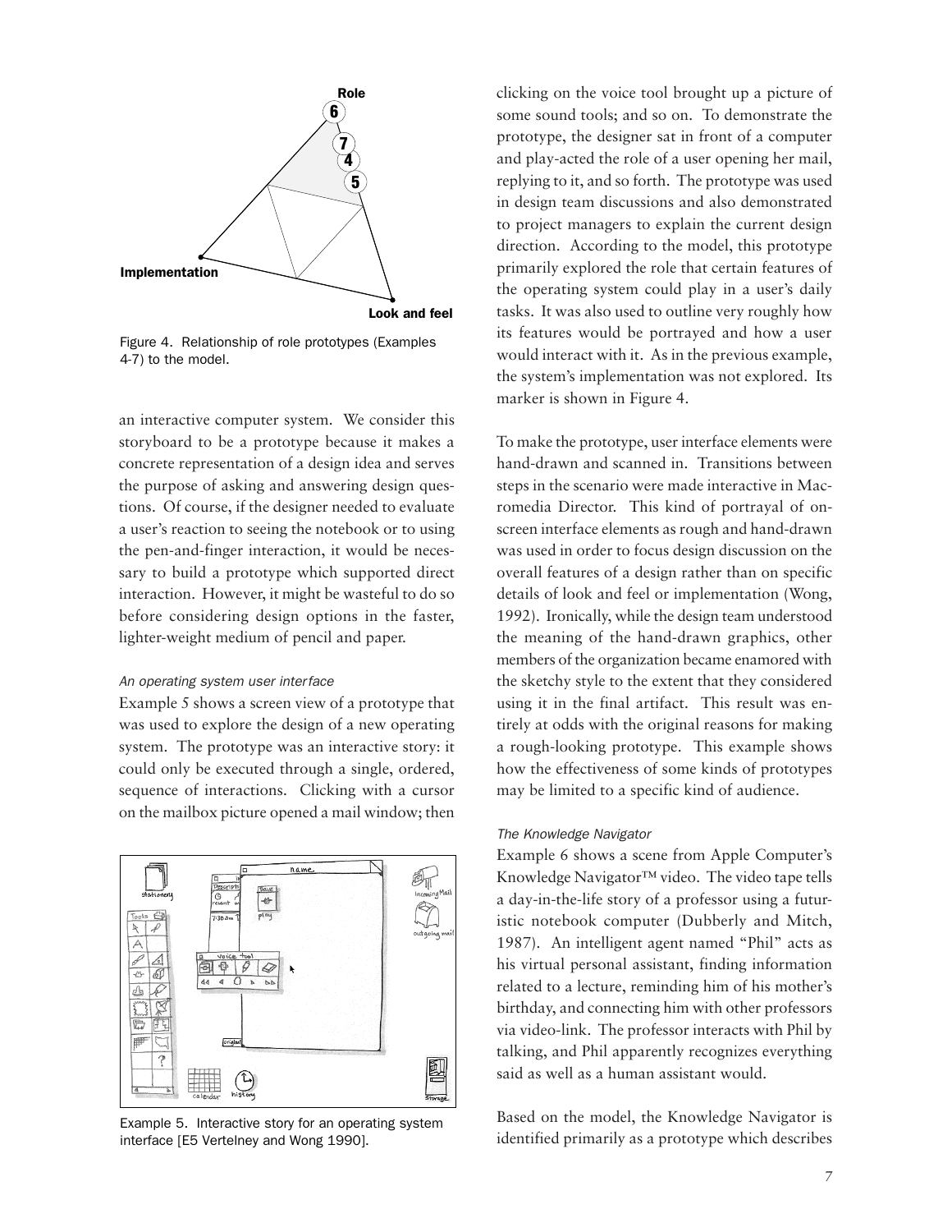Role

6

7

4

5

Implementation

Look and feel

Figure 4. Relationship of role prototypes (Examples 4-7) to the model.

an interactive computer system. We consider this storyboard to be a prototype because it makes a concrete representation of a design idea and serves the purpose of asking and answering design questions. Of course, if the designer needed to evaluate a user's reaction to seeing the notebook or to using the pen-and-finger interaction, it would be necessary to build a prototype which supported direct interaction. However, it might be wasteful to do so before considering design options in the faster, lighter-weight medium of pencil and paper.

*An operating system user interface*

Example 5 shows a screen view of a prototype that was used to explore the design of a new operating system. The prototype was an interactive story: it could only be executed through a single, ordered, sequence of interactions. Clicking with a cursor on the mailbox picture opened a mail window; then clicking on the voice tool brought up a picture of some sound tools; and so on. To demonstrate the prototype, the designer sat in front of a computer and play-acted the role of a user opening her mail, replying to it, and so forth. The prototype was used in design team discussions and also demonstrated to project managers to explain the current design direction. According to the model, this prototype primarily explored the role that certain features of the operating system could play in a user's daily tasks. It was also used to outline very roughly how its features would be portrayed and how a user would interact with it. As in the previous example, the system's implementation was not explored. Its marker is shown in Figure 4.

Example 5. Interactive story for an operating system interface [E5 Vertelney and Wong 1990].

To make the prototype, user interface elements were hand-drawn and scanned in. Transitions between steps in the scenario were made interactive in Macromedia Director. This kind of portrayal of on-screen interface elements as rough and hand-drawn was used in order to focus design discussion on the overall features of a design rather than on specific details of look and feel or implementation (Wong, 1992). Ironically, while the design team understood the meaning of the hand-drawn graphics, other members of the organization became enamored with the sketchy style to the extent that they considered using it in the final artifact. This result was entirely at odds with the original reasons for making a rough-looking prototype. This example shows how the effectiveness of some kinds of prototypes may be limited to a specific kind of audience.

*The Knowledge Navigator*

Example 6 shows a scene from Apple Computer's Knowledge Navigator™ video. The video tape tells a day-in-the-life story of a professor using a futuristic notebook computer (Dubberly and Mitch, 1987). An intelligent agent named "Phil" acts as his virtual personal assistant, finding information related to a lecture, reminding him of his mother's birthday, and connecting him with other professors via video-link. The professor interacts with Phil by talking, and Phil apparently recognizes everything said as well as a human assistant would.

Based on the model, the Knowledge Navigator is identified primarily as a prototype which describes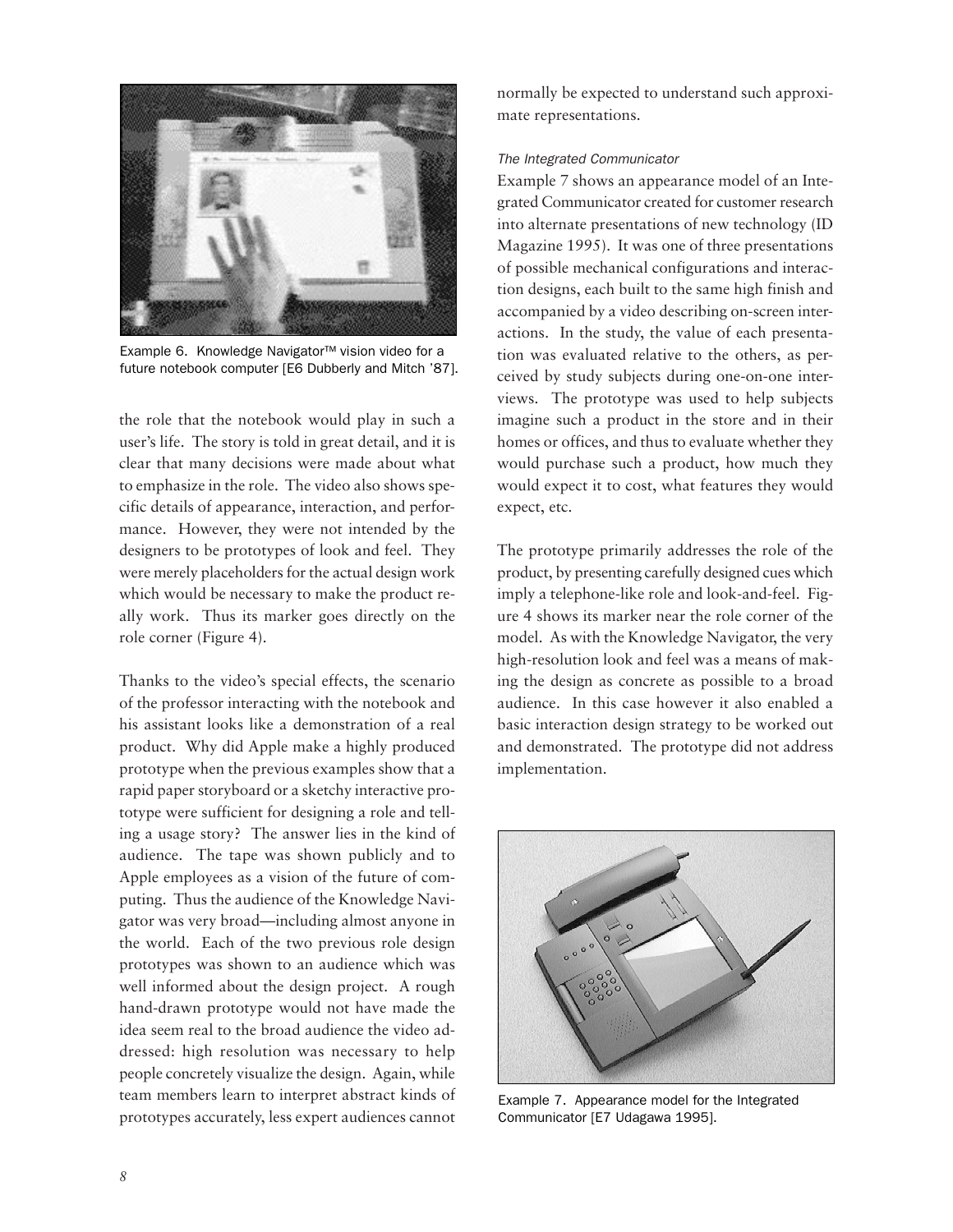Example 6. Knowledge Navigator™ vision video for a future notebook computer [E6 Dubberly and Mitch '87].

the role that the notebook would play in such a user's life. The story is told in great detail, and it is clear that many decisions were made about what to emphasize in the role. The video also shows specific details of appearance, interaction, and performance. However, they were not intended by the designers to be prototypes of look and feel. They were merely placeholders for the actual design work which would be necessary to make the product really work. Thus its marker goes directly on the role corner (Figure 4).

Thanks to the video's special effects, the scenario of the professor interacting with the notebook and his assistant looks like a demonstration of a real product. Why did Apple make a highly produced prototype when the previous examples show that a rapid paper storyboard or a sketchy interactive prototype were sufficient for designing a role and telling a usage story? The answer lies in the kind of audience. The tape was shown publicly and to Apple employees as a vision of the future of computing. Thus the audience of the Knowledge Navigator was very broad—including almost anyone in the world. Each of the two previous role design prototypes was shown to an audience which was well informed about the design project. A rough hand-drawn prototype would not have made the idea seem real to the broad audience the video addressed: high resolution was necessary to help people concretely visualize the design. Again, while team members learn to interpret abstract kinds of prototypes accurately, less expert audiences cannot normally be expected to understand such approximate representations.

*The Integrated Communicator*

Example 7 shows an appearance model of an Integrated Communicator created for customer research into alternate presentations of new technology (ID Magazine 1995). It was one of three presentations of possible mechanical configurations and interaction designs, each built to the same high finish and accompanied by a video describing on-screen interactions. In the study, the value of each presentation was evaluated relative to the others, as perceived by study subjects during one-on-one interviews. The prototype was used to help subjects imagine such a product in the store and in their homes or offices, and thus to evaluate whether they would purchase such a product, how much they would expect it to cost, what features they would expect, etc.

The prototype primarily addresses the role of the product, by presenting carefully designed cues which imply a telephone-like role and look-and-feel. Figure 4 shows its marker near the role corner of the model. As with the Knowledge Navigator, the very high-resolution look and feel was a means of making the design as concrete as possible to a broad audience. In this case however it also enabled a basic interaction design strategy to be worked out and demonstrated. The prototype did not address implementation.

Example 7. Appearance model for the Integrated Communicator [E7 Udagawa 1995].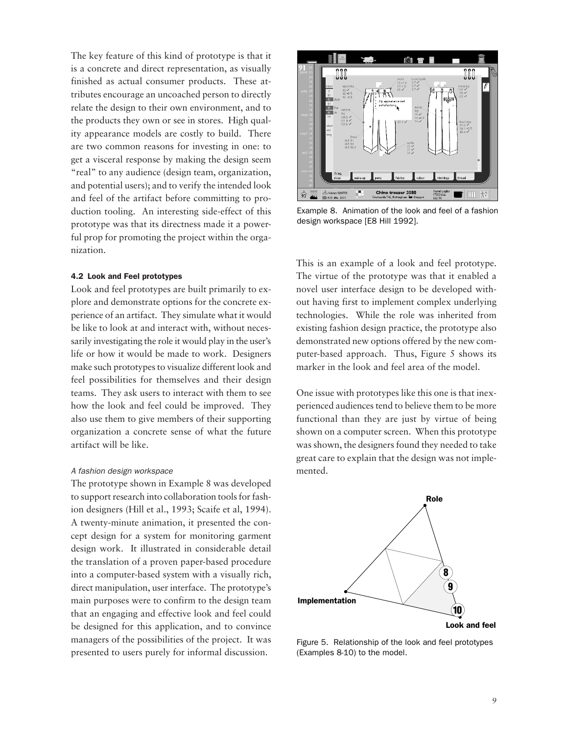The key feature of this kind of prototype is that it is a concrete and direct representation, as visually finished as actual consumer products. These attributes encourage an uncoached person to directly relate the design to their own environment, and to the products they own or see in stores. High quality appearance models are costly to build. There are two common reasons for investing in one: to get a visceral response by making the design seem "real" to any audience (design team, organization, and potential users); and to verify the intended look and feel of the artifact before committing to production tooling. An interesting side-effect of this prototype was that its directness made it a powerful prop for promoting the project within the organization.

### 4.2 Look and Feel prototypes

Look and feel prototypes are built primarily to explore and demonstrate options for the concrete experience of an artifact. They simulate what it would be like to look at and interact with, without necessarily investigating the role it would play in the user's life or how it would be made to work. Designers make such prototypes to visualize different look and feel possibilities for themselves and their design teams. They ask users to interact with them to see how the look and feel could be improved. They also use them to give members of their supporting organization a concrete sense of what the future artifact will be like.

#### *A fashion design workspace*

The prototype shown in Example 8 was developed to support research into collaboration tools for fashion designers (Hill et al., 1993; Scaife et al, 1994). A twenty-minute animation, it presented the concept design for a system for monitoring garment design work. It illustrated in considerable detail the translation of a proven paper-based procedure into a computer-based system with a visually rich, direct manipulation, user interface. The prototype's main purposes were to confirm to the design team that an engaging and effective look and feel could be designed for this application, and to convince managers of the possibilities of the project. It was presented to users purely for informal discussion.

Example 8. Animation of the look and feel of a fashion design workspace [E8 Hill 1992].

This is an example of a look and feel prototype. The virtue of the prototype was that it enabled a novel user interface design to be developed without having first to implement complex underlying technologies. While the role was inherited from existing fashion design practice, the prototype also demonstrated new options offered by the new computer-based approach. Thus, Figure 5 shows its marker in the look and feel area of the model.

One issue with prototypes like this one is that inexperienced audiences tend to believe them to be more functional than they are just by virtue of being shown on a computer screen. When this prototype was shown, the designers found they needed to take great care to explain that the design was not implemented.

Role

Implementation

Look and feel

8

9

10

Figure 5. Relationship of the look and feel prototypes (Examples 8-10) to the model.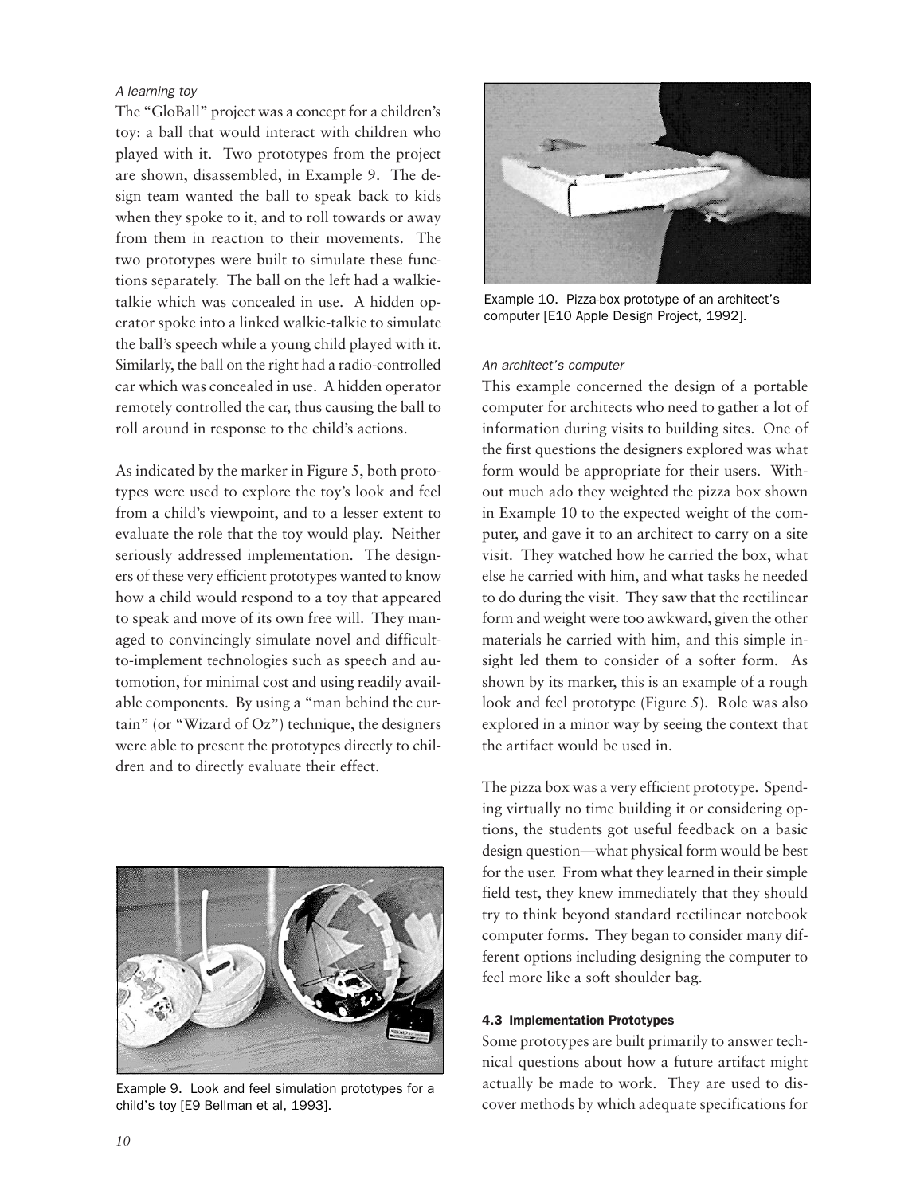*A learning toy*

The "GloBall" project was a concept for a children's toy: a ball that would interact with children who played with it. Two prototypes from the project are shown, disassembled, in Example 9. The design team wanted the ball to speak back to kids when they spoke to it, and to roll towards or away from them in reaction to their movements. The two prototypes were built to simulate these functions separately. The ball on the left had a walkie-talkie which was concealed in use. A hidden operator spoke into a linked walkie-talkie to simulate the ball's speech while a young child played with it. Similarly, the ball on the right had a radio-controlled car which was concealed in use. A hidden operator remotely controlled the car, thus causing the ball to roll around in response to the child's actions.

As indicated by the marker in Figure 5, both prototypes were used to explore the toy's look and feel from a child's viewpoint, and to a lesser extent to evaluate the role that the toy would play. Neither seriously addressed implementation. The designers of these very efficient prototypes wanted to know how a child would respond to a toy that appeared to speak and move of its own free will. They managed to convincingly simulate novel and difficult-to-implement technologies such as speech and automotion, for minimal cost and using readily available components. By using a "man behind the curtain" (or "Wizard of Oz") technique, the designers were able to present the prototypes directly to children and to directly evaluate their effect.

Example 9. Look and feel simulation prototypes for a child's toy [E9 Bellman et al, 1993].

Example 10. Pizza-box prototype of an architect's computer [E10 Apple Design Project, 1992].

*An architect's computer*

This example concerned the design of a portable computer for architects who need to gather a lot of information during visits to building sites. One of the first questions the designers explored was what form would be appropriate for their users. Without much ado they weighted the pizza box shown in Example 10 to the expected weight of the computer, and gave it to an architect to carry on a site visit. They watched how he carried the box, what else he carried with him, and what tasks he needed to do during the visit. They saw that the rectilinear form and weight were too awkward, given the other materials he carried with him, and this simple insight led them to consider of a softer form. As shown by its marker, this is an example of a rough look and feel prototype (Figure 5). Role was also explored in a minor way by seeing the context that the artifact would be used in.

The pizza box was a very efficient prototype. Spending virtually no time building it or considering options, the students got useful feedback on a basic design question—what physical form would be best for the user. From what they learned in their simple field test, they knew immediately that they should try to think beyond standard rectilinear notebook computer forms. They began to consider many different options including designing the computer to feel more like a soft shoulder bag.

#### 4.3 Implementation Prototypes

Some prototypes are built primarily to answer technical questions about how a future artifact might actually be made to work. They are used to discover methods by which adequate specifications for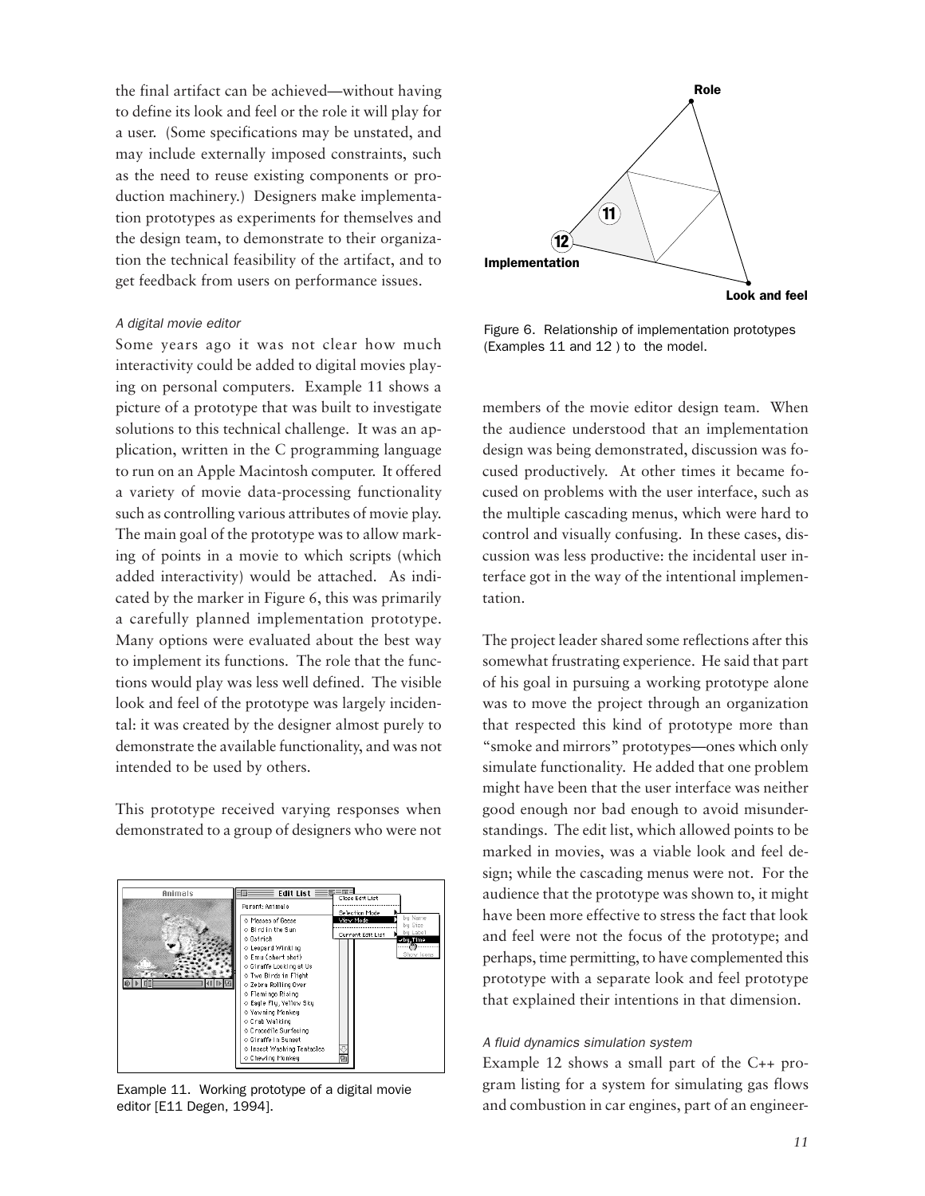the final artifact can be achieved—without having to define its look and feel or the role it will play for a user. (Some specifications may be unstated, and may include externally imposed constraints, such as the need to reuse existing components or production machinery.) Designers make implementation prototypes as experiments for themselves and the design team, to demonstrate to their organization the technical feasibility of the artifact, and to get feedback from users on performance issues.

*A digital movie editor*

Some years ago it was not clear how much interactivity could be added to digital movies playing on personal computers. Example 11 shows a picture of a prototype that was built to investigate solutions to this technical challenge. It was an application, written in the C programming language to run on an Apple Macintosh computer. It offered a variety of movie data-processing functionality such as controlling various attributes of movie play. The main goal of the prototype was to allow marking of points in a movie to which scripts (which added interactivity) would be attached. As indicated by the marker in Figure 6, this was primarily a carefully planned implementation prototype. Many options were evaluated about the best way to implement its functions. The role that the functions would play was less well defined. The visible look and feel of the prototype was largely incidental: it was created by the designer almost purely to demonstrate the available functionality, and was not intended to be used by others.

This prototype received varying responses when demonstrated to a group of designers who were not

Example 11. Working prototype of a digital movie editor [E11 Degen, 1994].

Role

11

12

Implementation

Look and feel

Figure 6. Relationship of implementation prototypes (Examples 11 and 12 ) to the model.

members of the movie editor design team. When the audience understood that an implementation design was being demonstrated, discussion was focused productively. At other times it became focused on problems with the user interface, such as the multiple cascading menus, which were hard to control and visually confusing. In these cases, discussion was less productive: the incidental user interface got in the way of the intentional implementation.

The project leader shared some reflections after this somewhat frustrating experience. He said that part of his goal in pursuing a working prototype alone was to move the project through an organization that respected this kind of prototype more than "smoke and mirrors" prototypes—ones which only simulate functionality. He added that one problem might have been that the user interface was neither good enough nor bad enough to avoid misunderstandings. The edit list, which allowed points to be marked in movies, was a viable look and feel design; while the cascading menus were not. For the audience that the prototype was shown to, it might have been more effective to stress the fact that look and feel were not the focus of the prototype; and perhaps, time permitting, to have complemented this prototype with a separate look and feel prototype that explained their intentions in that dimension.

*A fluid dynamics simulation system*

Example 12 shows a small part of the C++ program listing for a system for simulating gas flows and combustion in car engines, part of an engineer-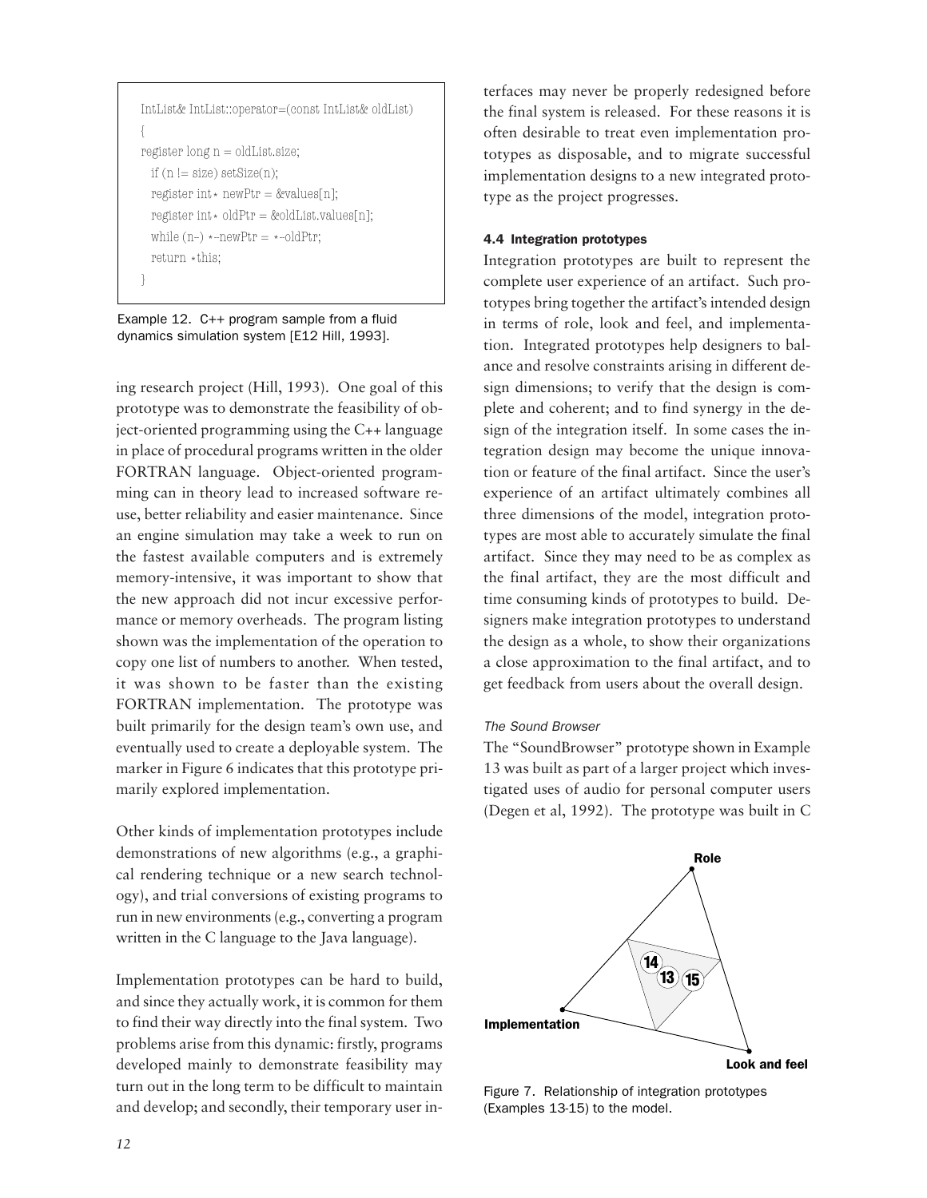```
IntList& IntList::operator=(const IntList& oldList)
{
register long n = oldList.size;
  if (n != size) setSize(n);
  register int* newPtr = &values[n];
  register int* oldPtr = &oldList.values[n];
  while (n–) *--newPtr = *--oldPtr;
  return *this;
}
```

Example 12. C++ program sample from a fluid dynamics simulation system [E12 Hill, 1993].

ing research project (Hill, 1993). One goal of this prototype was to demonstrate the feasibility of object-oriented programming using the C++ language in place of procedural programs written in the older FORTRAN language. Object-oriented programming can in theory lead to increased software reuse, better reliability and easier maintenance. Since an engine simulation may take a week to run on the fastest available computers and is extremely memory-intensive, it was important to show that the new approach did not incur excessive performance or memory overheads. The program listing shown was the implementation of the operation to copy one list of numbers to another. When tested, it was shown to be faster than the existing FORTRAN implementation. The prototype was built primarily for the design team's own use, and eventually used to create a deployable system. The marker in Figure 6 indicates that this prototype primarily explored implementation.

Other kinds of implementation prototypes include demonstrations of new algorithms (e.g., a graphical rendering technique or a new search technology), and trial conversions of existing programs to run in new environments (e.g., converting a program written in the C language to the Java language).

Implementation prototypes can be hard to build, and since they actually work, it is common for them to find their way directly into the final system. Two problems arise from this dynamic: firstly, programs developed mainly to demonstrate feasibility may turn out in the long term to be difficult to maintain and develop; and secondly, their temporary user interfaces may never be properly redesigned before the final system is released. For these reasons it is often desirable to treat even implementation prototypes as disposable, and to migrate successful implementation designs to a new integrated prototype as the project progresses.

#### 4.4 Integration prototypes

Integration prototypes are built to represent the complete user experience of an artifact. Such prototypes bring together the artifact's intended design in terms of role, look and feel, and implementation. Integrated prototypes help designers to balance and resolve constraints arising in different design dimensions; to verify that the design is complete and coherent; and to find synergy in the design of the integration itself. In some cases the integration design may become the unique innovation or feature of the final artifact. Since the user's experience of an artifact ultimately combines all three dimensions of the model, integration prototypes are most able to accurately simulate the final artifact. Since they may need to be as complex as the final artifact, they are the most difficult and time consuming kinds of prototypes to build. Designers make integration prototypes to understand the design as a whole, to show their organizations a close approximation to the final artifact, and to get feedback from users about the overall design.

*The Sound Browser*

The "SoundBrowser" prototype shown in Example 13 was built as part of a larger project which investigated uses of audio for personal computer users (Degen et al, 1992). The prototype was built in C

Figure 7. Relationship of integration prototypes (Examples 13-15) to the model.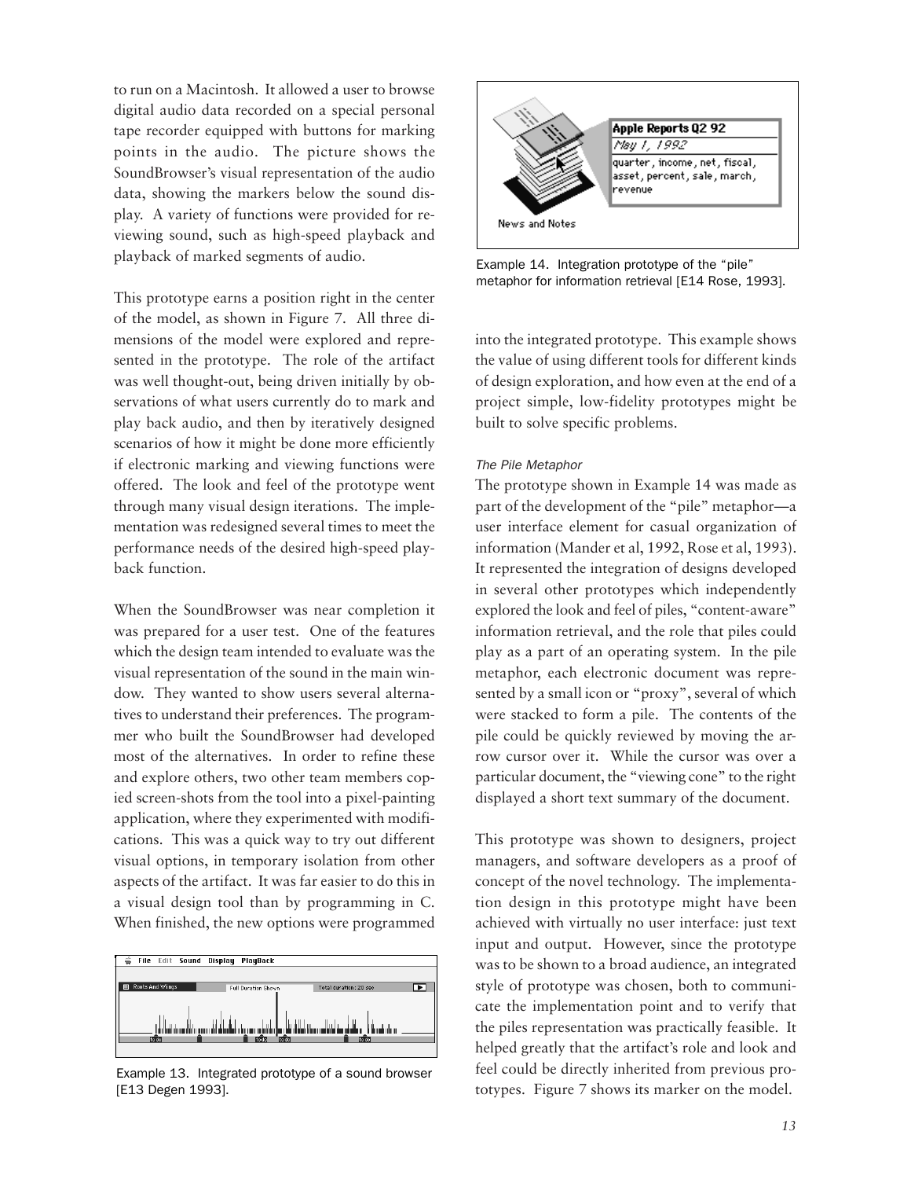to run on a Macintosh. It allowed a user to browse digital audio data recorded on a special personal tape recorder equipped with buttons for marking points in the audio. The picture shows the SoundBrowser's visual representation of the audio data, showing the markers below the sound display. A variety of functions were provided for reviewing sound, such as high-speed playback and playback of marked segments of audio.

This prototype earns a position right in the center of the model, as shown in Figure 7. All three dimensions of the model were explored and represented in the prototype. The role of the artifact was well thought-out, being driven initially by observations of what users currently do to mark and play back audio, and then by iteratively designed scenarios of how it might be done more efficiently if electronic marking and viewing functions were offered. The look and feel of the prototype went through many visual design iterations. The implementation was redesigned several times to meet the performance needs of the desired high-speed playback function.

When the SoundBrowser was near completion it was prepared for a user test. One of the features which the design team intended to evaluate was the visual representation of the sound in the main window. They wanted to show users several alternatives to understand their preferences. The programmer who built the SoundBrowser had developed most of the alternatives. In order to refine these and explore others, two other team members copied screen-shots from the tool into a pixel-painting application, where they experimented with modifications. This was a quick way to try out different visual options, in temporary isolation from other aspects of the artifact. It was far easier to do this in a visual design tool than by programming in C. When finished, the new options were programmed into the integrated prototype. This example shows the value of using different tools for different kinds of design exploration, and how even at the end of a project simple, low-fidelity prototypes might be built to solve specific problems.

Example 13. Integrated prototype of a sound browser [E13 Degen 1993].

Example 14. Integration prototype of the "pile" metaphor for information retrieval [E14 Rose, 1993].

*The Pile Metaphor*

The prototype shown in Example 14 was made as part of the development of the "pile" metaphor—a user interface element for casual organization of information (Mander et al, 1992, Rose et al, 1993). It represented the integration of designs developed in several other prototypes which independently explored the look and feel of piles, "content-aware" information retrieval, and the role that piles could play as a part of an operating system. In the pile metaphor, each electronic document was represented by a small icon or "proxy", several of which were stacked to form a pile. The contents of the pile could be quickly reviewed by moving the arrow cursor over it. While the cursor was over a particular document, the "viewing cone" to the right displayed a short text summary of the document.

This prototype was shown to designers, project managers, and software developers as a proof of concept of the novel technology. The implementation design in this prototype might have been achieved with virtually no user interface: just text input and output. However, since the prototype was to be shown to a broad audience, an integrated style of prototype was chosen, both to communicate the implementation point and to verify that the piles representation was practically feasible. It helped greatly that the artifact's role and look and feel could be directly inherited from previous prototypes. Figure 7 shows its marker on the model.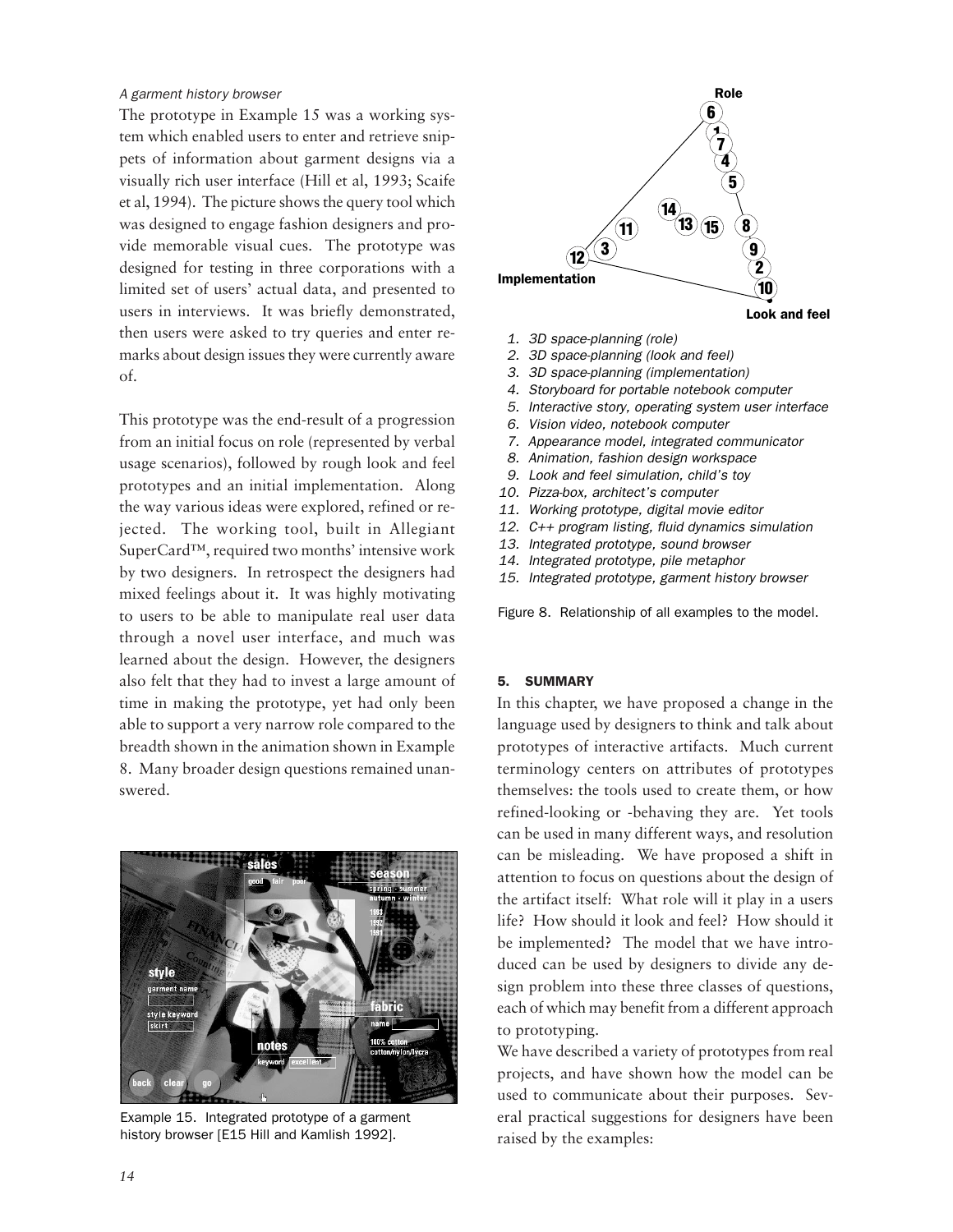*A garment history browser*

The prototype in Example 15 was a working system which enabled users to enter and retrieve snippets of information about garment designs via a visually rich user interface (Hill et al, 1993; Scaife et al, 1994). The picture shows the query tool which was designed to engage fashion designers and provide memorable visual cues. The prototype was designed for testing in three corporations with a limited set of users' actual data, and presented to users in interviews. It was briefly demonstrated, then users were asked to try queries and enter remarks about design issues they were currently aware of.

This prototype was the end-result of a progression from an initial focus on role (represented by verbal usage scenarios), followed by rough look and feel prototypes and an initial implementation. Along the way various ideas were explored, refined or rejected. The working tool, built in Allegiant SuperCard™, required two months' intensive work by two designers. In retrospect the designers had mixed feelings about it. It was highly motivating to users to be able to manipulate real user data through a novel user interface, and much was learned about the design. However, the designers also felt that they had to invest a large amount of time in making the prototype, yet had only been able to support a very narrow role compared to the breadth shown in the animation shown in Example 8. Many broader design questions remained unanswered.

Example 15. Integrated prototype of a garment history browser [E15 Hill and Kamlish 1992].

1. *3D space-planning (role)*
2. *3D space-planning (look and feel)*
3. *3D space-planning (implementation)*
4. *Storyboard for portable notebook computer*
5. *Interactive story, operating system user interface*
6. *Vision video, notebook computer*
7. *Appearance model, integrated communicator*
8. *Animation, fashion design workspace*
9. *Look and feel simulation, child's toy*
10. *Pizza-box, architect's computer*
11. *Working prototype, digital movie editor*
12. *C++ program listing, fluid dynamics simulation*
13. *Integrated prototype, sound browser*
14. *Integrated prototype, pile metaphor*
15. *Integrated prototype, garment history browser*

Figure 8. Relationship of all examples to the model.

#### 5. SUMMARY

In this chapter, we have proposed a change in the language used by designers to think and talk about prototypes of interactive artifacts. Much current terminology centers on attributes of prototypes themselves: the tools used to create them, or how refined-looking or -behaving they are. Yet tools can be used in many different ways, and resolution can be misleading. We have proposed a shift in attention to focus on questions about the design of the artifact itself: What role will it play in a users life? How should it look and feel? How should it be implemented? The model that we have introduced can be used by designers to divide any design problem into these three classes of questions, each of which may benefit from a different approach to prototyping.

We have described a variety of prototypes from real projects, and have shown how the model can be used to communicate about their purposes. Several practical suggestions for designers have been raised by the examples: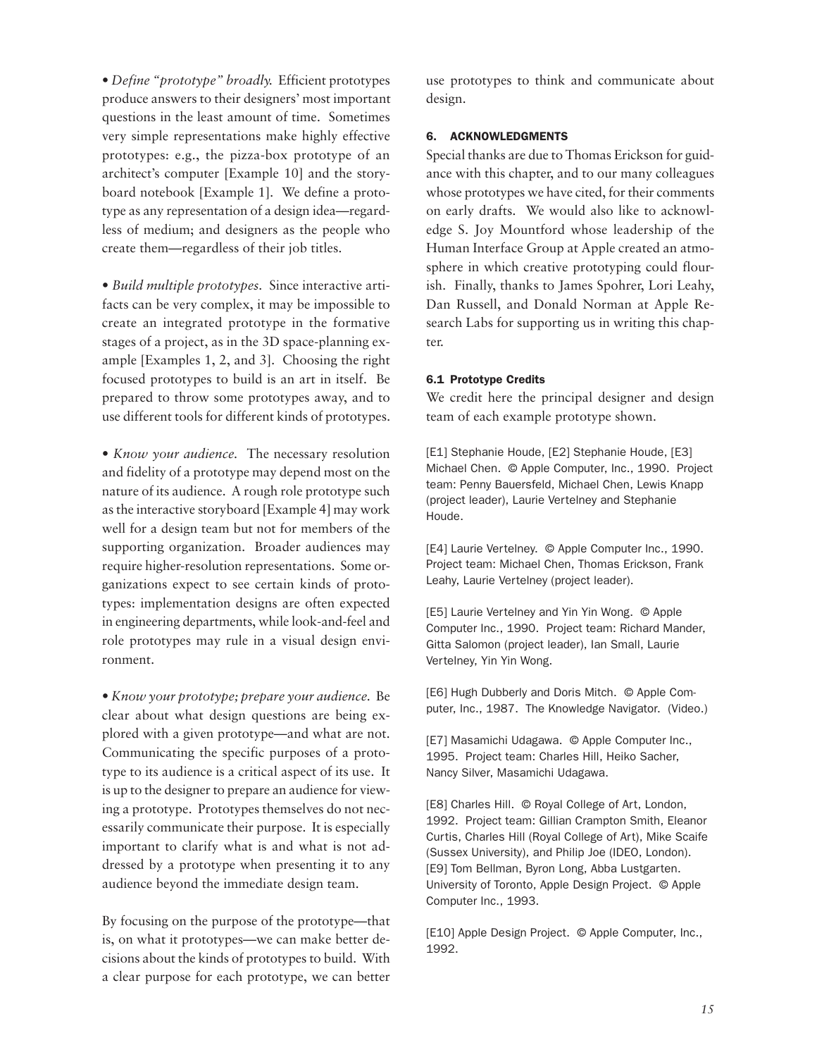• *Define "prototype" broadly.* Efficient prototypes produce answers to their designers' most important questions in the least amount of time. Sometimes very simple representations make highly effective prototypes: e.g., the pizza-box prototype of an architect's computer [Example 10] and the storyboard notebook [Example 1]. We define a prototype as any representation of a design idea—regardless of medium; and designers as the people who create them—regardless of their job titles.

• *Build multiple prototypes.* Since interactive artifacts can be very complex, it may be impossible to create an integrated prototype in the formative stages of a project, as in the 3D space-planning example [Examples 1, 2, and 3]. Choosing the right focused prototypes to build is an art in itself. Be prepared to throw some prototypes away, and to use different tools for different kinds of prototypes.

• *Know your audience.* The necessary resolution and fidelity of a prototype may depend most on the nature of its audience. A rough role prototype such as the interactive storyboard [Example 4] may work well for a design team but not for members of the supporting organization. Broader audiences may require higher-resolution representations. Some organizations expect to see certain kinds of prototypes: implementation designs are often expected in engineering departments, while look-and-feel and role prototypes may rule in a visual design environment.

• *Know your prototype; prepare your audience.* Be clear about what design questions are being explored with a given prototype—and what are not. Communicating the specific purposes of a prototype to its audience is a critical aspect of its use. It is up to the designer to prepare an audience for viewing a prototype. Prototypes themselves do not necessarily communicate their purpose. It is especially important to clarify what is and what is not addressed by a prototype when presenting it to any audience beyond the immediate design team.

By focusing on the purpose of the prototype—that is, on what it prototypes—we can make better decisions about the kinds of prototypes to build. With a clear purpose for each prototype, we can better use prototypes to think and communicate about design.

## 6. ACKNOWLEDGMENTS

Special thanks are due to Thomas Erickson for guidance with this chapter, and to our many colleagues whose prototypes we have cited, for their comments on early drafts. We would also like to acknowledge S. Joy Mountford whose leadership of the Human Interface Group at Apple created an atmosphere in which creative prototyping could flourish. Finally, thanks to James Spohrer, Lori Leahy, Dan Russell, and Donald Norman at Apple Research Labs for supporting us in writing this chapter.

### 6.1 Prototype Credits

We credit here the principal designer and design team of each example prototype shown.

[E1] Stephanie Houde, [E2] Stephanie Houde, [E3] Michael Chen. © Apple Computer, Inc., 1990. Project team: Penny Bauersfeld, Michael Chen, Lewis Knapp (project leader), Laurie Vertelney and Stephanie Houde.

[E4] Laurie Vertelney. © Apple Computer Inc., 1990. Project team: Michael Chen, Thomas Erickson, Frank Leahy, Laurie Vertelney (project leader).

[E5] Laurie Vertelney and Yin Yin Wong. © Apple Computer Inc., 1990. Project team: Richard Mander, Gitta Salomon (project leader), Ian Small, Laurie Vertelney, Yin Yin Wong.

[E6] Hugh Dubberly and Doris Mitch. © Apple Computer, Inc., 1987. The Knowledge Navigator. (Video.)

[E7] Masamichi Udagawa. © Apple Computer Inc., 1995. Project team: Charles Hill, Heiko Sacher, Nancy Silver, Masamichi Udagawa.

[E8] Charles Hill. © Royal College of Art, London, 1992. Project team: Gillian Crampton Smith, Eleanor Curtis, Charles Hill (Royal College of Art), Mike Scaife (Sussex University), and Philip Joe (IDEO, London).
[E9] Tom Bellman, Byron Long, Abba Lustgarten. University of Toronto, Apple Design Project. © Apple Computer Inc., 1993.

[E10] Apple Design Project. © Apple Computer, Inc., 1992.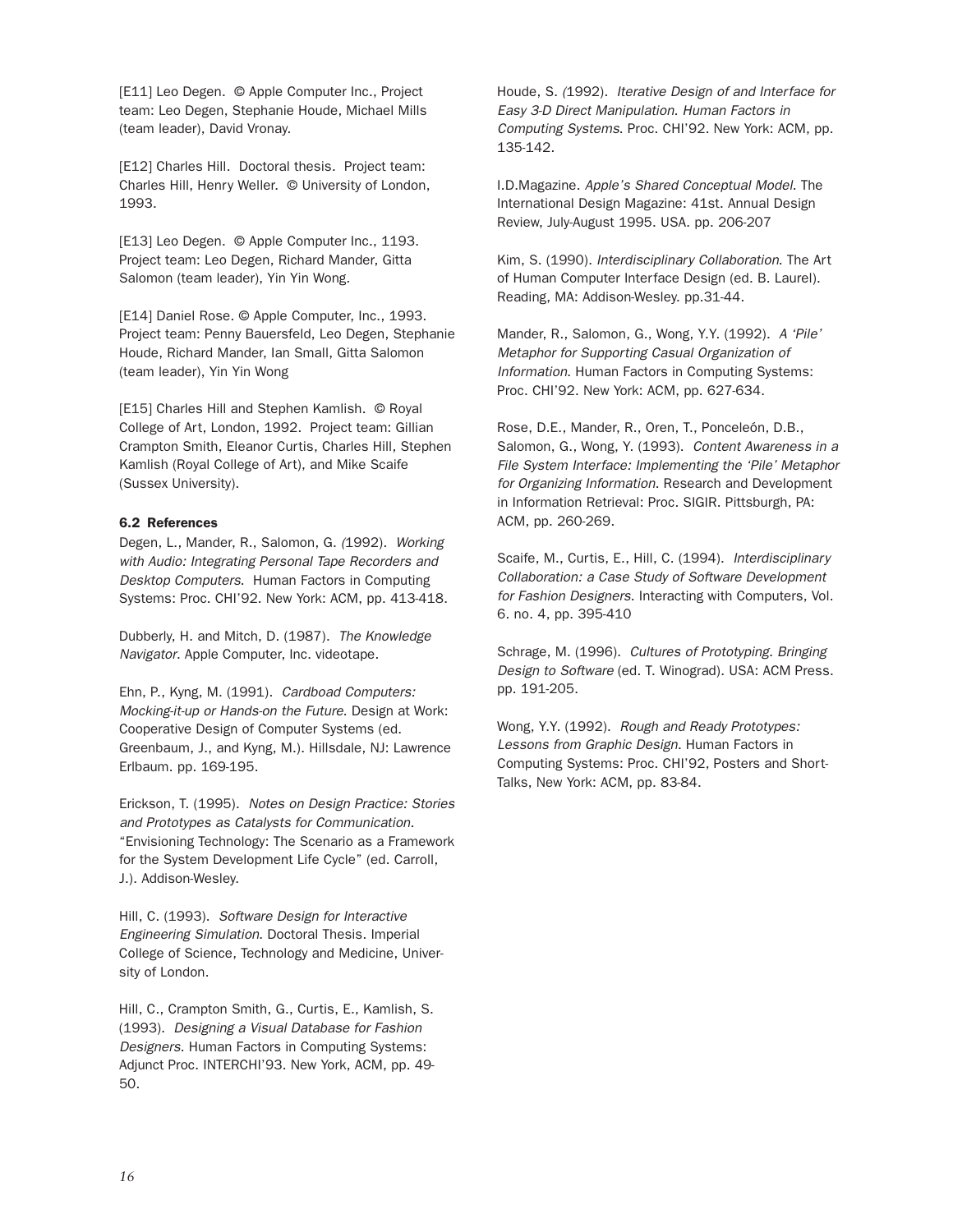[E11] Leo Degen. © Apple Computer Inc., Project team: Leo Degen, Stephanie Houde, Michael Mills (team leader), David Vronay.

[E12] Charles Hill. Doctoral thesis. Project team: Charles Hill, Henry Weller. © University of London, 1993.

[E13] Leo Degen. © Apple Computer Inc., 1193. Project team: Leo Degen, Richard Mander, Gitta Salomon (team leader), Yin Yin Wong.

[E14] Daniel Rose. © Apple Computer, Inc., 1993. Project team: Penny Bauersfeld, Leo Degen, Stephanie Houde, Richard Mander, Ian Small, Gitta Salomon (team leader), Yin Yin Wong

[E15] Charles Hill and Stephen Kamlish. © Royal College of Art, London, 1992. Project team: Gillian Crampton Smith, Eleanor Curtis, Charles Hill, Stephen Kamlish (Royal College of Art), and Mike Scaife (Sussex University).

### 6.2 References

Degen, L., Mander, R., Salomon, G. *(*1992). *Working with Audio: Integrating Personal Tape Recorders and Desktop Computers.* Human Factors in Computing Systems: Proc. CHI'92. New York: ACM, pp. 413-418.

Dubberly, H. and Mitch, D. (1987). *The Knowledge Navigator*. Apple Computer, Inc. videotape.

Ehn, P., Kyng, M. (1991). *Cardboad Computers: Mocking-it-up or Hands-on the Future.* Design at Work: Cooperative Design of Computer Systems (ed. Greenbaum, J., and Kyng, M.). Hillsdale, NJ: Lawrence Erlbaum. pp. 169-195.

Erickson, T. (1995). *Notes on Design Practice: Stories and Prototypes as Catalysts for Communication.* "Envisioning Technology: The Scenario as a Framework for the System Development Life Cycle" (ed. Carroll, J.). Addison-Wesley.

Hill, C. (1993). *Software Design for Interactive Engineering Simulation.* Doctoral Thesis. Imperial College of Science, Technology and Medicine, University of London.

Hill, C., Crampton Smith, G., Curtis, E., Kamlish, S. (1993). *Designing a Visual Database for Fashion Designers.* Human Factors in Computing Systems: Adjunct Proc. INTERCHI'93. New York, ACM, pp. 49-50.

Houde, S. *(*1992). *Iterative Design of and Interface for Easy 3-D Direct Manipulation. Human Factors in Computing Systems.* Proc. CHI'92. New York: ACM, pp. 135-142.

I.D.Magazine. *Apple's Shared Conceptual Model.* The International Design Magazine: 41st. Annual Design Review, July-August 1995. USA. pp. 206-207

Kim, S. (1990). *Interdisciplinary Collaboration.* The Art of Human Computer Interface Design (ed. B. Laurel). Reading, MA: Addison-Wesley. pp.31-44.

Mander, R., Salomon, G., Wong, Y.Y. (1992). *A 'Pile' Metaphor for Supporting Casual Organization of Information.* Human Factors in Computing Systems: Proc. CHI'92. New York: ACM, pp. 627-634.

Rose, D.E., Mander, R., Oren, T., Ponceleón, D.B., Salomon, G., Wong, Y. (1993). *Content Awareness in a File System Interface: Implementing the 'Pile' Metaphor for Organizing Information.* Research and Development in Information Retrieval: Proc. SIGIR. Pittsburgh, PA: ACM, pp. 260-269.

Scaife, M., Curtis, E., Hill, C. (1994). *Interdisciplinary Collaboration: a Case Study of Software Development for Fashion Designers.* Interacting with Computers, Vol. 6. no. 4, pp. 395-410

Schrage, M. (1996). *Cultures of Prototyping. Bringing Design to Software* (ed. T. Winograd). USA: ACM Press. pp. 191-205.

Wong, Y.Y. (1992). *Rough and Ready Prototypes: Lessons from Graphic Design.* Human Factors in Computing Systems: Proc. CHI'92, Posters and Short-Talks, New York: ACM, pp. 83-84.